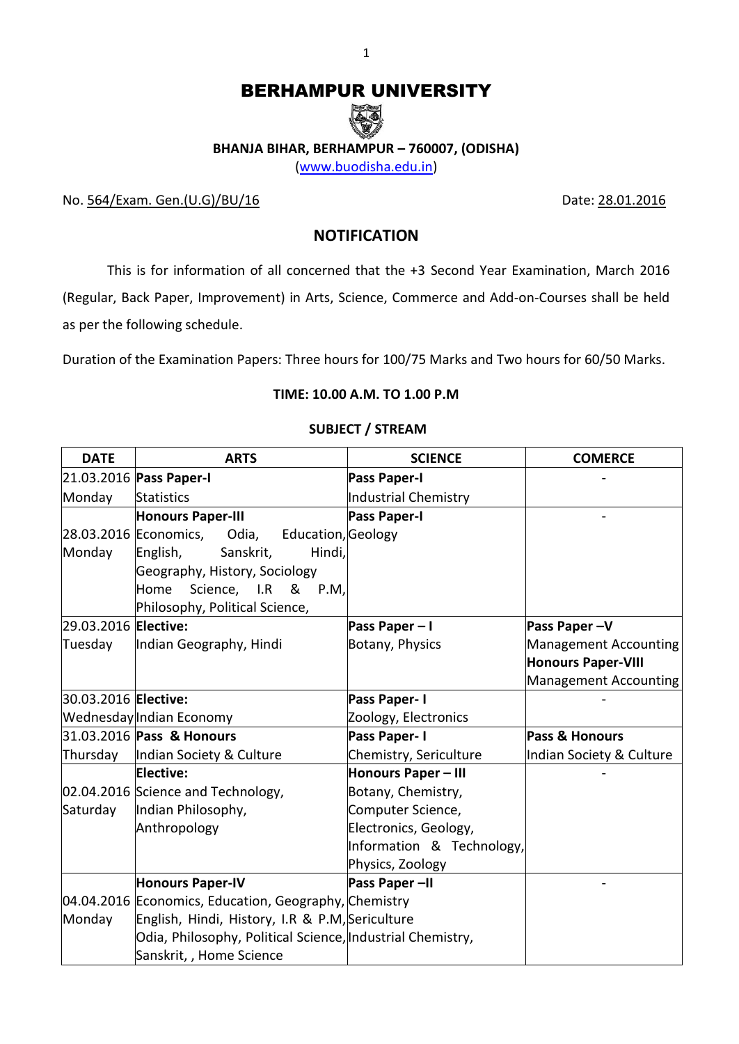# BERHAMPUR UNIVERSITY

**BHANJA BIHAR, BERHAMPUR – 760007, (ODISHA)**

(www.buodisha.edu.in)

No. 564/Exam. Gen.(U.G)/BU/16 Date: 28.01.2016

## NOTIFICATION

This is for information of all concerned that the +3 Second Year Examination, March 2016 (Regular, Back Paper, Improvement) in Arts, Science, Commerce and Add-on-Courses shall be held as per the following schedule.

Duration of the Examination Papers: Three hours for 100/75 Marks and Two hours for 60/50 Marks.

**TIME: 10.00 A.M. TO 1.00 P.M**

**SUBJECT / STREAM**

| DATE | ARTS | SCIENCE | COMERCE |
|---|---|---|---|
| 21.03.2016 Monday | **Pass Paper-I** Statistics | **Pass Paper-I** Industrial Chemistry | - |
| 28.03.2016 Monday | **Honours Paper-III** Economics, Odia, Education, English, Sanskrit, Hindi, Geography, History, Sociology Home Science, I.R & P.M, Philosophy, Political Science, | **Pass Paper-I** Geology | - |
| 29.03.2016 Tuesday | **Elective:** Indian Geography, Hindi | **Pass Paper – I** Botany, Physics | **Pass Paper –V** Management Accounting **Honours Paper-VIII** Management Accounting |
| 30.03.2016 Wednesday | **Elective:** Indian Economy | **Pass Paper- I** Zoology, Electronics | - |
| 31.03.2016 Thursday | **Pass & Honours** Indian Society & Culture | **Pass Paper- I** Chemistry, Sericulture | **Pass & Honours** Indian Society & Culture |
| 02.04.2016 Saturday | **Elective:** Science and Technology, Indian Philosophy, Anthropology | **Honours Paper – III** Botany, Chemistry, Computer Science, Electronics, Geology, Information & Technology, Physics, Zoology | - |
| 04.04.2016 Monday | **Honours Paper-IV** Economics, Education, Geography, English, Hindi, History, I.R & P.M, Odia, Philosophy, Political Science, Sanskrit, , Home Science | **Pass Paper –II** Chemistry Sericulture Industrial Chemistry, | - |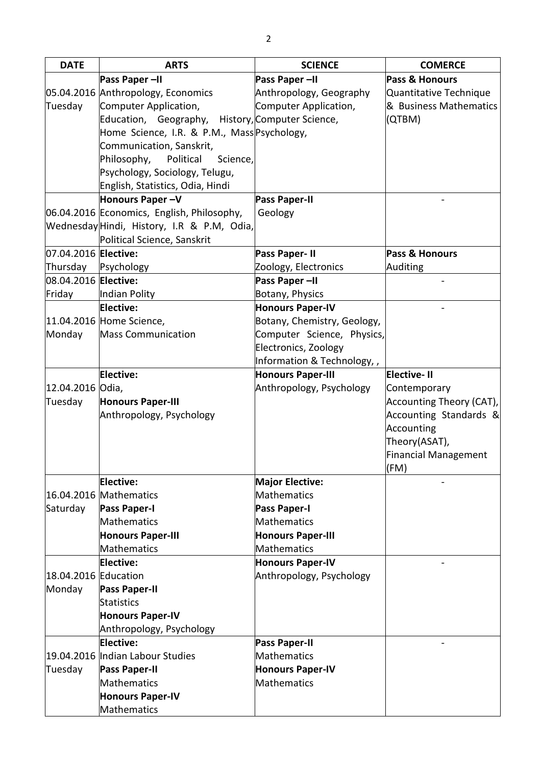| DATE | ARTS | SCIENCE | COMERCE |
|---|---|---|---|
| 05.04.2016 Tuesday | **Pass Paper –II** Anthropology, Economics Computer Application, Education, Geography, History, Home Science, I.R. & P.M., Mass Communication, Sanskrit, Philosophy, Political Science, Psychology, Sociology, Telugu, English, Statistics, Odia, Hindi | **Pass Paper –II** Anthropology, Geography Computer Application, Computer Science, Psychology, | **Pass & Honours** Quantitative Technique & Business Mathematics (QTBM) |
| 06.04.2016 Wednesday | **Honours Paper –V** Economics, English, Philosophy, Hindi, History, I.R & P.M, Odia, Political Science, Sanskrit | **Pass Paper-II** Geology | - |
| 07.04.2016 Thursday | **Elective:** Psychology | **Pass Paper- II** Zoology, Electronics | **Pass & Honours** Auditing |
| 08.04.2016 Friday | **Elective:** Indian Polity | **Pass Paper –II** Botany, Physics | - |
| 11.04.2016 Monday | **Elective:** Home Science, Mass Communication | **Honours Paper-IV** Botany, Chemistry, Geology, Computer Science, Physics, Electronics, Zoology Information & Technology, , | - |
| 12.04.2016 Tuesday | **Elective:** Odia, **Honours Paper-III** Anthropology, Psychology | **Honours Paper-III** Anthropology, Psychology | **Elective- II** Contemporary Accounting Theory (CAT), Accounting Standards & Accounting Theory(ASAT), Financial Management (FM) |
| 16.04.2016 Saturday | **Elective:** Mathematics **Pass Paper-I** Mathematics **Honours Paper-III** Mathematics | **Major Elective:** Mathematics **Pass Paper-I** Mathematics **Honours Paper-III** Mathematics | - |
| 18.04.2016 Monday | **Elective:** Education **Pass Paper-II** Statistics **Honours Paper-IV** Anthropology, Psychology | **Honours Paper-IV** Anthropology, Psychology | - |
| 19.04.2016 Tuesday | **Elective:** Indian Labour Studies **Pass Paper-II** Mathematics **Honours Paper-IV** Mathematics | **Pass Paper-II** Mathematics **Honours Paper-IV** Mathematics | - |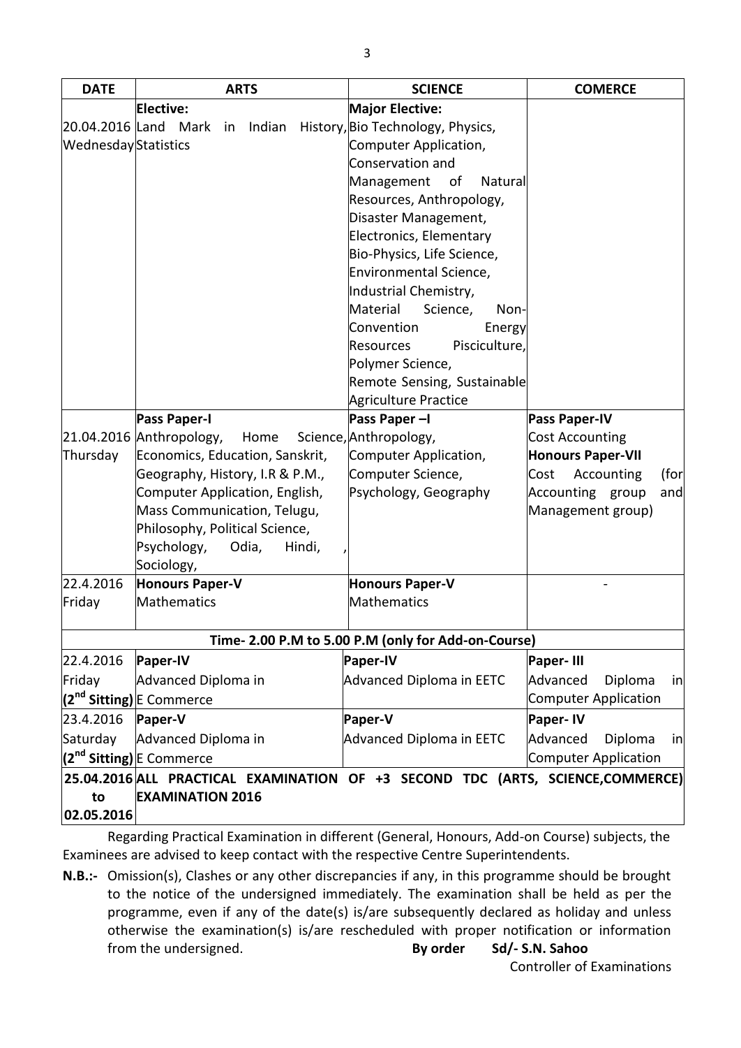| DATE | ARTS | SCIENCE | COMERCE |
|---|---|---|---|
| 20.04.2016 Wednesday | **Elective:** Land Mark in Indian History, Statistics | **Major Elective:** Bio Technology, Physics, Computer Application, Conservation and Management of Natural Resources, Anthropology, Disaster Management, Electronics, Elementary Bio-Physics, Life Science, Environmental Science, Industrial Chemistry, Material Science, Non-Convention Energy Resources Pisciculture, Polymer Science, Remote Sensing, Sustainable Agriculture Practice | |
| 21.04.2016 Thursday | **Pass Paper-I** Anthropology, Home Science, Economics, Education, Sanskrit, Geography, History, I.R & P.M., Computer Application, English, Mass Communication, Telugu, Philosophy, Political Science, Psychology, Odia, Hindi, , Sociology, | **Pass Paper –I** Anthropology, Computer Application, Computer Science, Psychology, Geography | **Pass Paper-IV** Cost Accounting **Honours Paper-VII** Cost Accounting (for Accounting group and Management group) |
| 22.4.2016 Friday | **Honours Paper-V** Mathematics | **Honours Paper-V** Mathematics | - |
| **Time- 2.00 P.M to 5.00 P.M (only for Add-on-Course)** | | | |
| 22.4.2016 Friday (2nd Sitting) | **Paper-IV** Advanced Diploma in E Commerce | **Paper-IV** Advanced Diploma in EETC | **Paper- III** Advanced Diploma in Computer Application |
| 23.4.2016 Saturday (2nd Sitting) | **Paper-V** Advanced Diploma in E Commerce | **Paper-V** Advanced Diploma in EETC | **Paper- IV** Advanced Diploma in Computer Application |
| 25.04.2016 to 02.05.2016 | **ALL PRACTICAL EXAMINATION OF +3 SECOND TDC (ARTS, SCIENCE,COMMERCE) EXAMINATION 2016** | | |

Regarding Practical Examination in different (General, Honours, Add-on Course) subjects, the Examinees are advised to keep contact with the respective Centre Superintendents.

**N.B.:-** Omission(s), Clashes or any other discrepancies if any, in this programme should be brought to the notice of the undersigned immediately. The examination shall be held as per the programme, even if any of the date(s) is/are subsequently declared as holiday and unless otherwise the examination(s) is/are rescheduled with proper notification or information from the undersigned.

**By order** **Sd/- S.N. Sahoo**

Controller of Examinations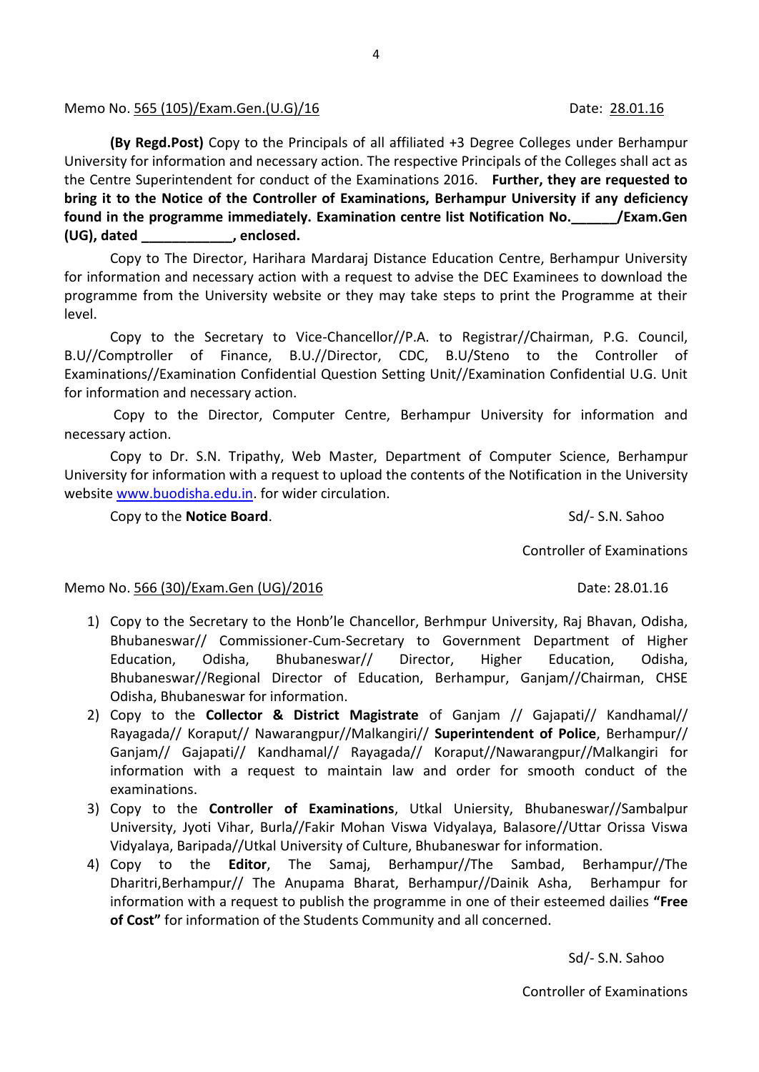Memo No. 565 (105)/Exam.Gen.(U.G)/16 Date: 28.01.16

**(By Regd.Post)** Copy to the Principals of all affiliated +3 Degree Colleges under Berhampur University for information and necessary action. The respective Principals of the Colleges shall act as the Centre Superintendent for conduct of the Examinations 2016. **Further, they are requested to bring it to the Notice of the Controller of Examinations, Berhampur University if any deficiency found in the programme immediately. Examination centre list Notification No.______/Exam.Gen (UG), dated ____________, enclosed.**

Copy to The Director, Harihara Mardaraj Distance Education Centre, Berhampur University for information and necessary action with a request to advise the DEC Examinees to download the programme from the University website or they may take steps to print the Programme at their level.

Copy to the Secretary to Vice-Chancellor//P.A. to Registrar//Chairman, P.G. Council, B.U//Comptroller of Finance, B.U.//Director, CDC, B.U/Steno to the Controller of Examinations//Examination Confidential Question Setting Unit//Examination Confidential U.G. Unit for information and necessary action.

Copy to the Director, Computer Centre, Berhampur University for information and necessary action.

Copy to Dr. S.N. Tripathy, Web Master, Department of Computer Science, Berhampur University for information with a request to upload the contents of the Notification in the University website www.buodisha.edu.in. for wider circulation.

Copy to the **Notice Board**.

Sd/- S.N. Sahoo

Controller of Examinations

Memo No. 566 (30)/Exam.Gen (UG)/2016 Date: 28.01.16

1) Copy to the Secretary to the Honb'le Chancellor, Berhmpur University, Raj Bhavan, Odisha, Bhubaneswar// Commissioner-Cum-Secretary to Government Department of Higher Education, Odisha, Bhubaneswar// Director, Higher Education, Odisha, Bhubaneswar//Regional Director of Education, Berhampur, Ganjam//Chairman, CHSE Odisha, Bhubaneswar for information.
2) Copy to the **Collector & District Magistrate** of Ganjam // Gajapati// Kandhamal// Rayagada// Koraput// Nawarangpur//Malkangiri// **Superintendent of Police**, Berhampur// Ganjam// Gajapati// Kandhamal// Rayagada// Koraput//Nawarangpur//Malkangiri for information with a request to maintain law and order for smooth conduct of the examinations.
3) Copy to the **Controller of Examinations**, Utkal Uniersity, Bhubaneswar//Sambalpur University, Jyoti Vihar, Burla//Fakir Mohan Viswa Vidyalaya, Balasore//Uttar Orissa Viswa Vidyalaya, Baripada//Utkal University of Culture, Bhubaneswar for information.
4) Copy to the **Editor**, The Samaj, Berhampur//The Sambad, Berhampur//The Dharitri,Berhampur// The Anupama Bharat, Berhampur//Dainik Asha, Berhampur for information with a request to publish the programme in one of their esteemed dailies **"Free of Cost"** for information of the Students Community and all concerned.

Sd/- S.N. Sahoo

Controller of Examinations